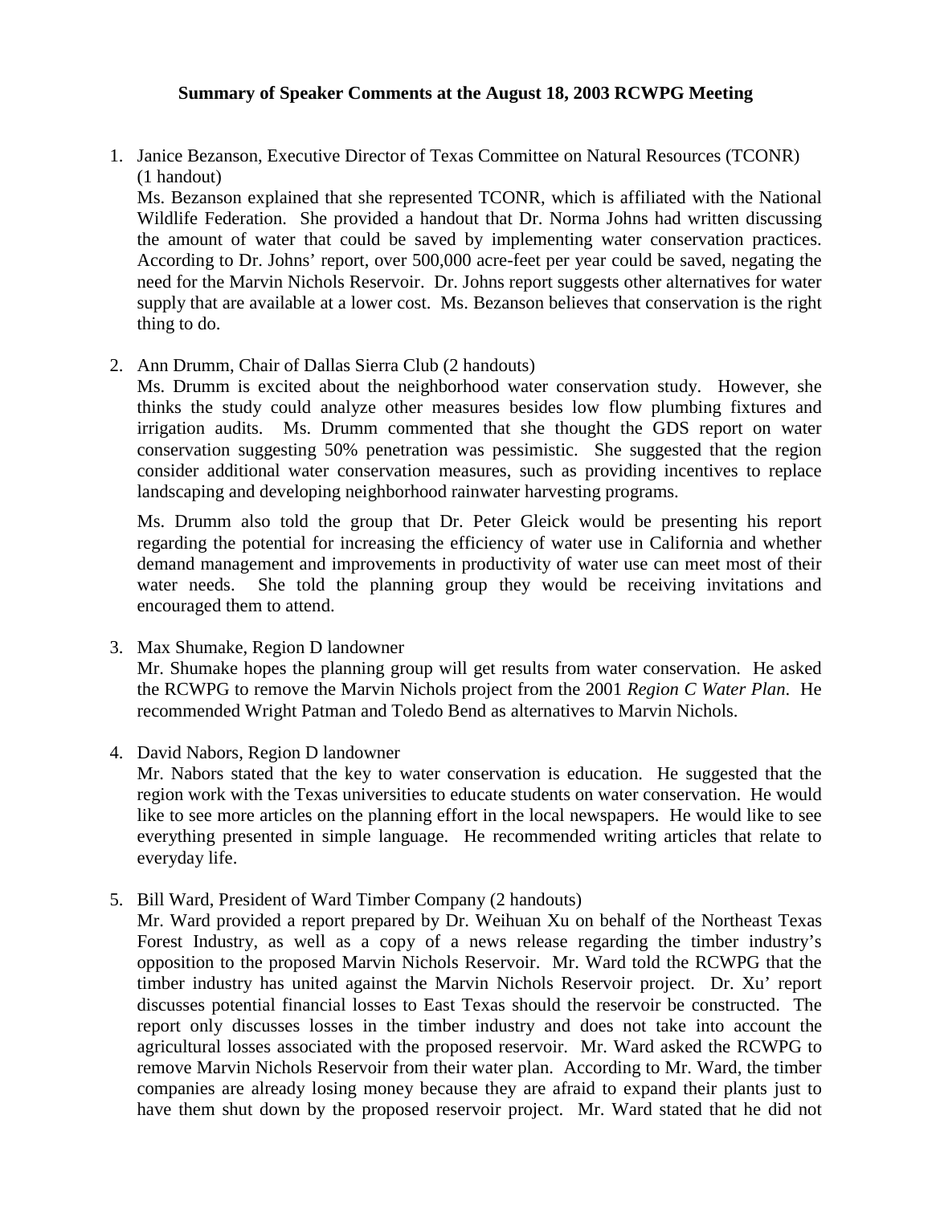**Summary of Speaker Comments at the August 18, 2003 RCWPG Meeting**

1. Janice Bezanson, Executive Director of Texas Committee on Natural Resources (TCONR) (1 handout)
   Ms. Bezanson explained that she represented TCONR, which is affiliated with the National Wildlife Federation. She provided a handout that Dr. Norma Johns had written discussing the amount of water that could be saved by implementing water conservation practices. According to Dr. Johns' report, over 500,000 acre-feet per year could be saved, negating the need for the Marvin Nichols Reservoir. Dr. Johns report suggests other alternatives for water supply that are available at a lower cost. Ms. Bezanson believes that conservation is the right thing to do.

2. Ann Drumm, Chair of Dallas Sierra Club (2 handouts)
   Ms. Drumm is excited about the neighborhood water conservation study. However, she thinks the study could analyze other measures besides low flow plumbing fixtures and irrigation audits. Ms. Drumm commented that she thought the GDS report on water conservation suggesting 50% penetration was pessimistic. She suggested that the region consider additional water conservation measures, such as providing incentives to replace landscaping and developing neighborhood rainwater harvesting programs.

   Ms. Drumm also told the group that Dr. Peter Gleick would be presenting his report regarding the potential for increasing the efficiency of water use in California and whether demand management and improvements in productivity of water use can meet most of their water needs. She told the planning group they would be receiving invitations and encouraged them to attend.

3. Max Shumake, Region D landowner
   Mr. Shumake hopes the planning group will get results from water conservation. He asked the RCWPG to remove the Marvin Nichols project from the 2001 *Region C Water Plan*. He recommended Wright Patman and Toledo Bend as alternatives to Marvin Nichols.

4. David Nabors, Region D landowner
   Mr. Nabors stated that the key to water conservation is education. He suggested that the region work with the Texas universities to educate students on water conservation. He would like to see more articles on the planning effort in the local newspapers. He would like to see everything presented in simple language. He recommended writing articles that relate to everyday life.

5. Bill Ward, President of Ward Timber Company (2 handouts)
   Mr. Ward provided a report prepared by Dr. Weihuan Xu on behalf of the Northeast Texas Forest Industry, as well as a copy of a news release regarding the timber industry's opposition to the proposed Marvin Nichols Reservoir. Mr. Ward told the RCWPG that the timber industry has united against the Marvin Nichols Reservoir project. Dr. Xu' report discusses potential financial losses to East Texas should the reservoir be constructed. The report only discusses losses in the timber industry and does not take into account the agricultural losses associated with the proposed reservoir. Mr. Ward asked the RCWPG to remove Marvin Nichols Reservoir from their water plan. According to Mr. Ward, the timber companies are already losing money because they are afraid to expand their plants just to have them shut down by the proposed reservoir project. Mr. Ward stated that he did not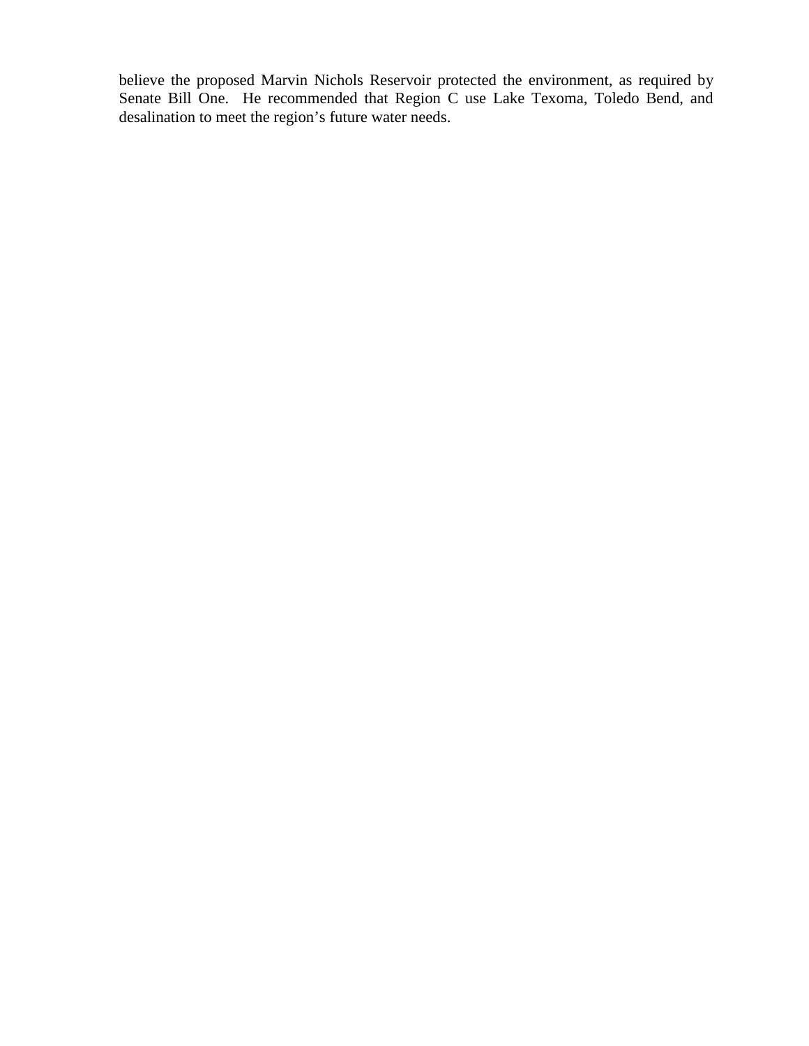believe the proposed Marvin Nichols Reservoir protected the environment, as required by Senate Bill One. He recommended that Region C use Lake Texoma, Toledo Bend, and desalination to meet the region's future water needs.